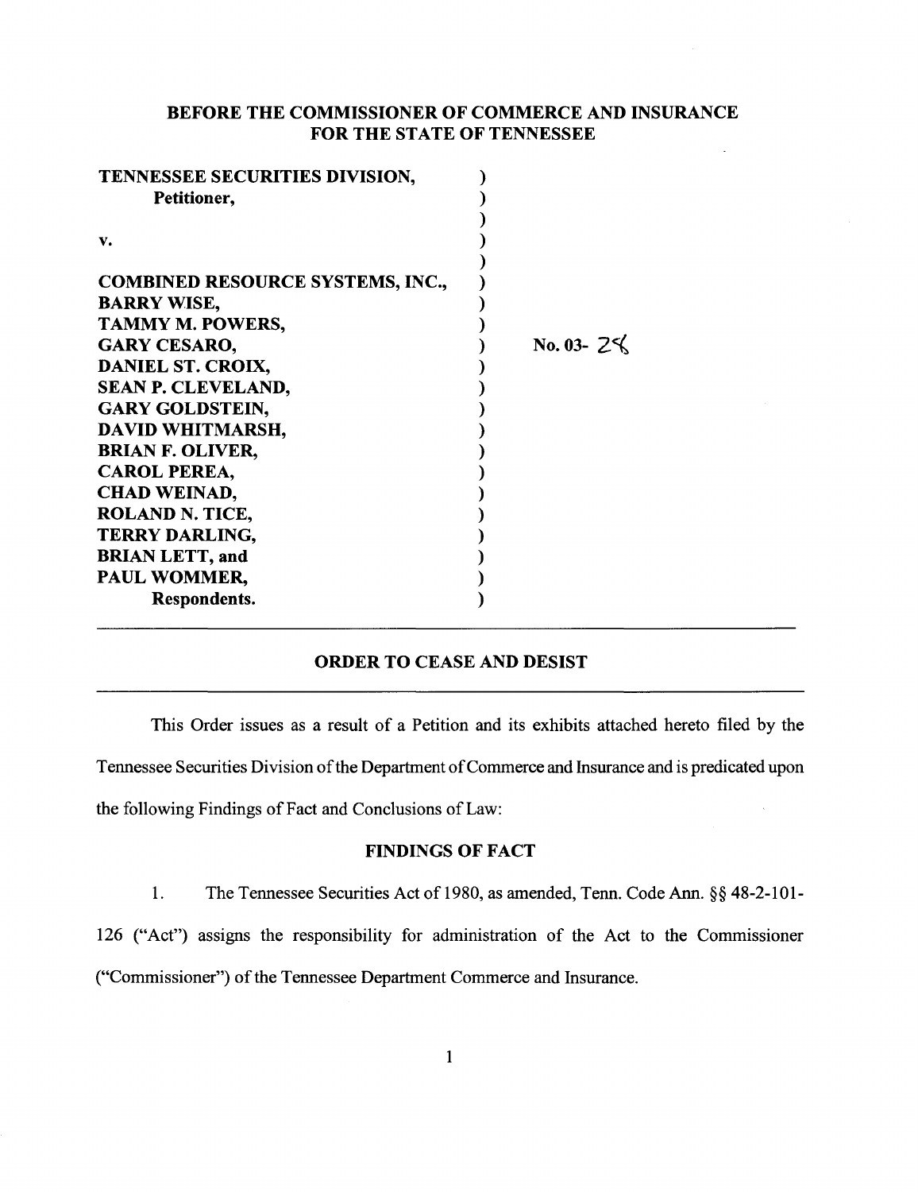**BEFORE THE COMMISSIONER OF COMMERCE AND INSURANCE FOR THE STATE OF TENNESSEE**

**TENNESSEE SECURITIES DIVISION,**
**Petitioner,**

**v.**

**COMBINED RESOURCE SYSTEMS, INC.,**
**BARRY WISE,**
**TAMMY M. POWERS,**
**GARY CESARO,**
**DANIEL ST. CROIX,**
**SEAN P. CLEVELAND,**
**GARY GOLDSTEIN,**
**DAVID WHITMARSH,**
**BRIAN F. OLIVER,**
**CAROL PEREA,**
**CHAD WEINAD,**
**ROLAND N. TICE,**
**TERRY DARLING,**
**BRIAN LETT, and**
**PAUL WOMMER,**
**Respondents.**

**No. 03- 28**

---

## ORDER TO CEASE AND DESIST

---

This Order issues as a result of a Petition and its exhibits attached hereto filed by the Tennessee Securities Division of the Department of Commerce and Insurance and is predicated upon the following Findings of Fact and Conclusions of Law:

### FINDINGS OF FACT

1. The Tennessee Securities Act of 1980, as amended, Tenn. Code Ann. §§ 48-2-101-126 ("Act") assigns the responsibility for administration of the Act to the Commissioner ("Commissioner") of the Tennessee Department Commerce and Insurance.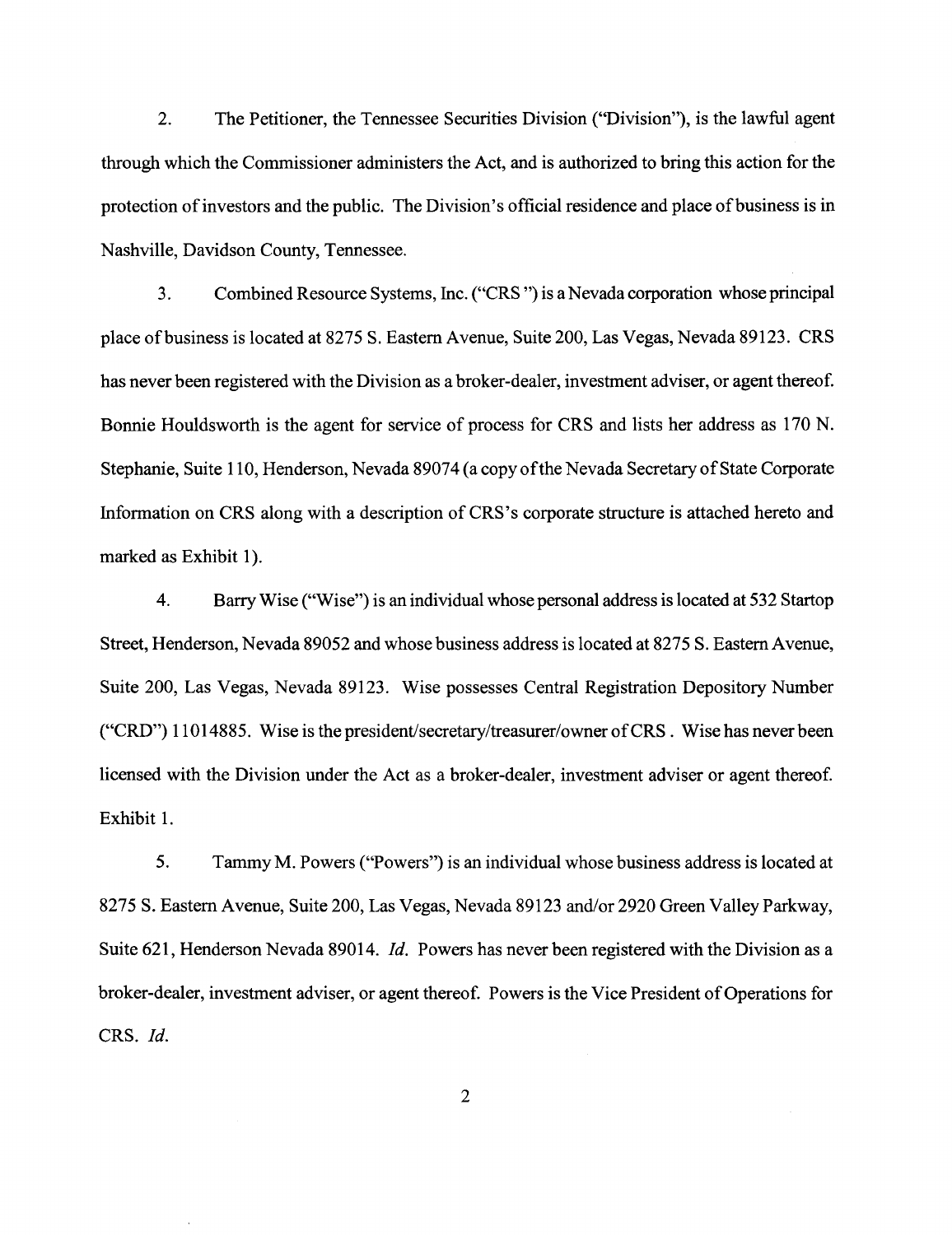2. The Petitioner, the Tennessee Securities Division ("Division"), is the lawful agent through which the Commissioner administers the Act, and is authorized to bring this action for the protection of investors and the public. The Division's official residence and place of business is in Nashville, Davidson County, Tennessee.

3. Combined Resource Systems, Inc. ("CRS ") is a Nevada corporation whose principal place of business is located at 8275 S. Eastern Avenue, Suite 200, Las Vegas, Nevada 89123. CRS has never been registered with the Division as a broker-dealer, investment adviser, or agent thereof. Bonnie Houldsworth is the agent for service of process for CRS and lists her address as 170 N. Stephanie, Suite 110, Henderson, Nevada 89074 (a copy of the Nevada Secretary of State Corporate Information on CRS along with a description of CRS's corporate structure is attached hereto and marked as Exhibit 1).

4. Barry Wise ("Wise") is an individual whose personal address is located at 532 Startop Street, Henderson, Nevada 89052 and whose business address is located at 8275 S. Eastern Avenue, Suite 200, Las Vegas, Nevada 89123. Wise possesses Central Registration Depository Number ("CRD") 11014885. Wise is the president/secretary/treasurer/owner of CRS . Wise has never been licensed with the Division under the Act as a broker-dealer, investment adviser or agent thereof. Exhibit 1.

5. Tammy M. Powers ("Powers") is an individual whose business address is located at 8275 S. Eastern Avenue, Suite 200, Las Vegas, Nevada 89123 and/or 2920 Green Valley Parkway, Suite 621, Henderson Nevada 89014. *Id.* Powers has never been registered with the Division as a broker-dealer, investment adviser, or agent thereof. Powers is the Vice President of Operations for CRS. *Id.*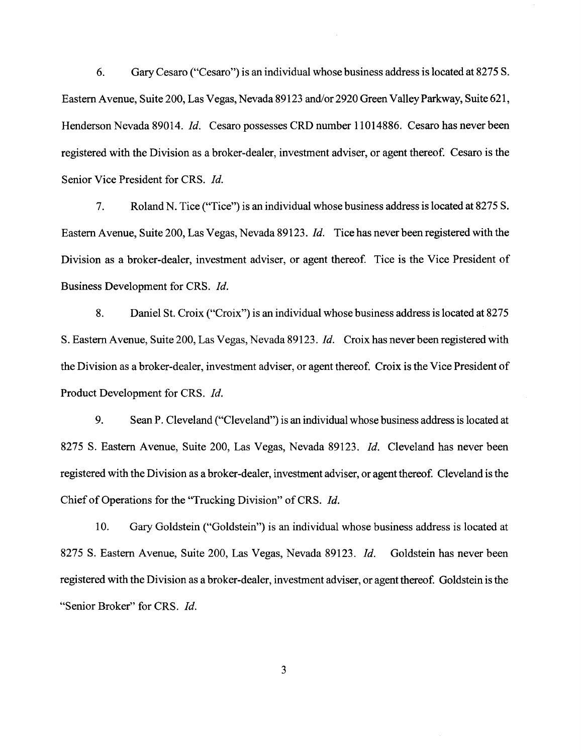6. Gary Cesaro ("Cesaro") is an individual whose business address is located at 8275 S. Eastern Avenue, Suite 200, Las Vegas, Nevada 89123 and/or 2920 Green Valley Parkway, Suite 621, Henderson Nevada 89014. *Id.* Cesaro possesses CRD number 11014886. Cesaro has never been registered with the Division as a broker-dealer, investment adviser, or agent thereof. Cesaro is the Senior Vice President for CRS. *Id.*

7. Roland N. Tice ("Tice") is an individual whose business address is located at 8275 S. Eastern Avenue, Suite 200, Las Vegas, Nevada 89123. *Id.* Tice has never been registered with the Division as a broker-dealer, investment adviser, or agent thereof. Tice is the Vice President of Business Development for CRS. *Id.*

8. Daniel St. Croix ("Croix") is an individual whose business address is located at 8275 S. Eastern Avenue, Suite 200, Las Vegas, Nevada 89123. *Id.* Croix has never been registered with the Division as a broker-dealer, investment adviser, or agent thereof. Croix is the Vice President of Product Development for CRS. *Id.*

9. Sean P. Cleveland ("Cleveland") is an individual whose business address is located at 8275 S. Eastern Avenue, Suite 200, Las Vegas, Nevada 89123. *Id.* Cleveland has never been registered with the Division as a broker-dealer, investment adviser, or agent thereof. Cleveland is the Chief of Operations for the "Trucking Division" of CRS. *Id.*

10. Gary Goldstein ("Goldstein") is an individual whose business address is located at 8275 S. Eastern Avenue, Suite 200, Las Vegas, Nevada 89123. *Id.* Goldstein has never been registered with the Division as a broker-dealer, investment adviser, or agent thereof. Goldstein is the "Senior Broker" for CRS. *Id.*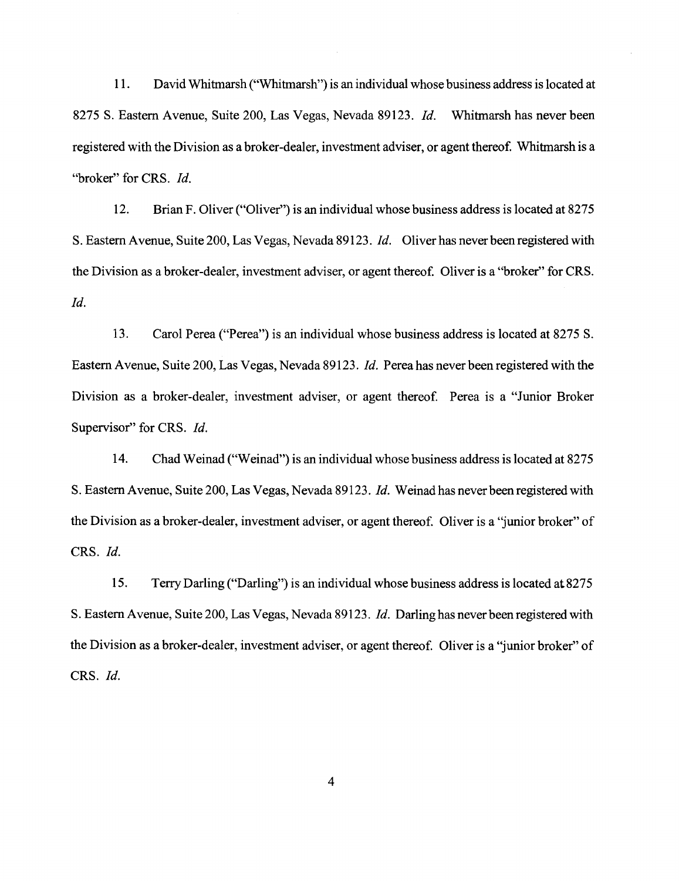11. David Whitmarsh ("Whitmarsh") is an individual whose business address is located at 8275 S. Eastern Avenue, Suite 200, Las Vegas, Nevada 89123. *Id.* Whitmarsh has never been registered with the Division as a broker-dealer, investment adviser, or agent thereof. Whitmarsh is a "broker" for CRS. *Id.*

12. Brian F. Oliver ("Oliver") is an individual whose business address is located at 8275 S. Eastern Avenue, Suite 200, Las Vegas, Nevada 89123. *Id.* Oliver has never been registered with the Division as a broker-dealer, investment adviser, or agent thereof. Oliver is a "broker" for CRS. *Id.*

13. Carol Perea ("Perea") is an individual whose business address is located at 8275 S. Eastern Avenue, Suite 200, Las Vegas, Nevada 89123. *Id.* Perea has never been registered with the Division as a broker-dealer, investment adviser, or agent thereof. Perea is a "Junior Broker Supervisor" for CRS. *Id.*

14. Chad Weinad ("Weinad") is an individual whose business address is located at 8275 S. Eastern Avenue, Suite 200, Las Vegas, Nevada 89123. *Id.* Weinad has never been registered with the Division as a broker-dealer, investment adviser, or agent thereof. Oliver is a "junior broker" of CRS. *Id.*

15. Terry Darling ("Darling") is an individual whose business address is located at 8275 S. Eastern Avenue, Suite 200, Las Vegas, Nevada 89123. *Id.* Darling has never been registered with the Division as a broker-dealer, investment adviser, or agent thereof. Oliver is a "junior broker" of CRS. *Id.*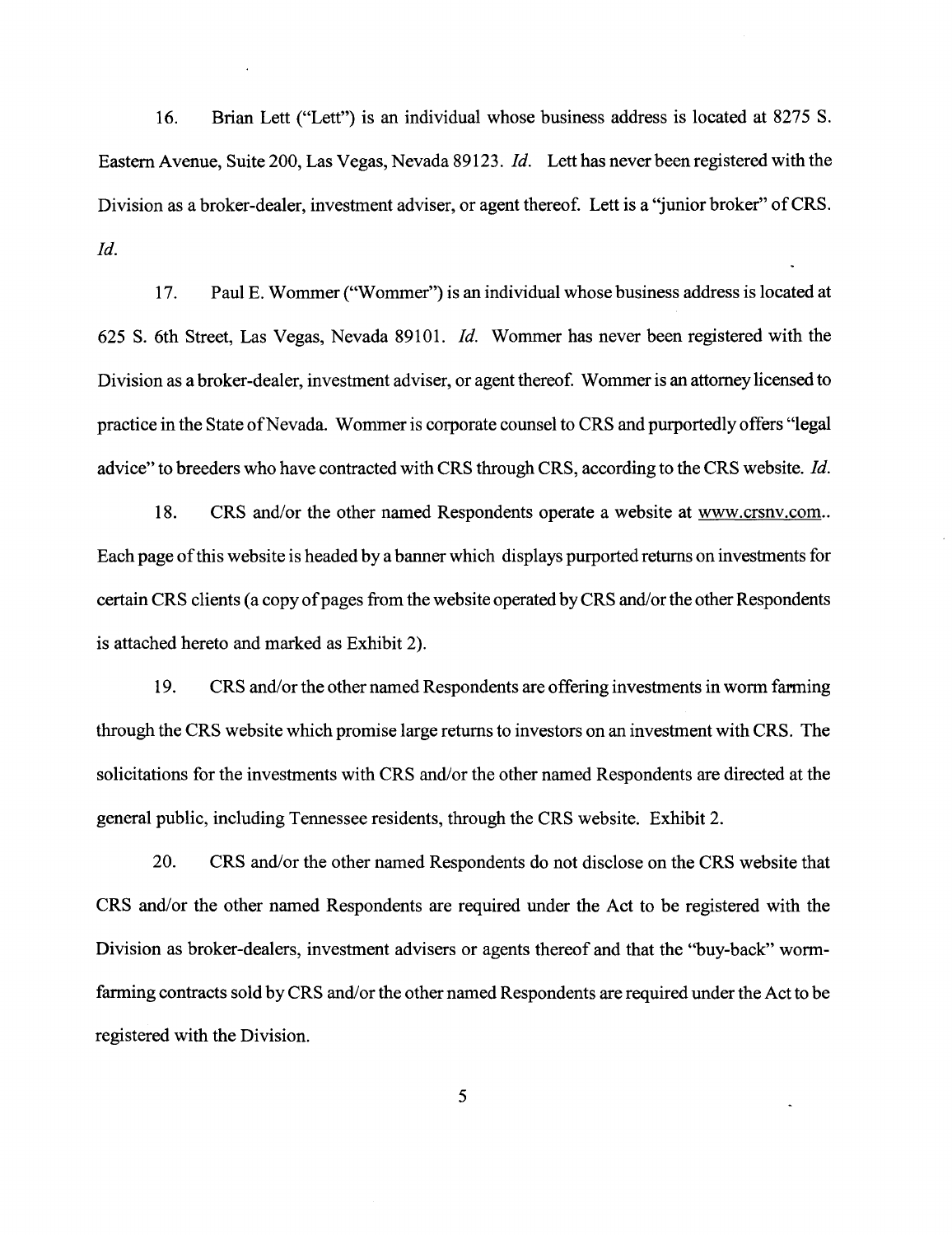16. Brian Lett ("Lett") is an individual whose business address is located at 8275 S. Eastern Avenue, Suite 200, Las Vegas, Nevada 89123. *Id.* Lett has never been registered with the Division as a broker-dealer, investment adviser, or agent thereof. Lett is a "junior broker" of CRS. *Id.*

17. Paul E. Wommer ("Wommer") is an individual whose business address is located at 625 S. 6th Street, Las Vegas, Nevada 89101. *Id.* Wommer has never been registered with the Division as a broker-dealer, investment adviser, or agent thereof. Wommer is an attorney licensed to practice in the State of Nevada. Wommer is corporate counsel to CRS and purportedly offers "legal advice" to breeders who have contracted with CRS through CRS, according to the CRS website. *Id.*

18. CRS and/or the other named Respondents operate a website at www.crsnv.com.. Each page of this website is headed by a banner which displays purported returns on investments for certain CRS clients (a copy of pages from the website operated by CRS and/or the other Respondents is attached hereto and marked as Exhibit 2).

19. CRS and/or the other named Respondents are offering investments in worm farming through the CRS website which promise large returns to investors on an investment with CRS. The solicitations for the investments with CRS and/or the other named Respondents are directed at the general public, including Tennessee residents, through the CRS website. Exhibit 2.

20. CRS and/or the other named Respondents do not disclose on the CRS website that CRS and/or the other named Respondents are required under the Act to be registered with the Division as broker-dealers, investment advisers or agents thereof and that the "buy-back" worm-farming contracts sold by CRS and/or the other named Respondents are required under the Act to be registered with the Division.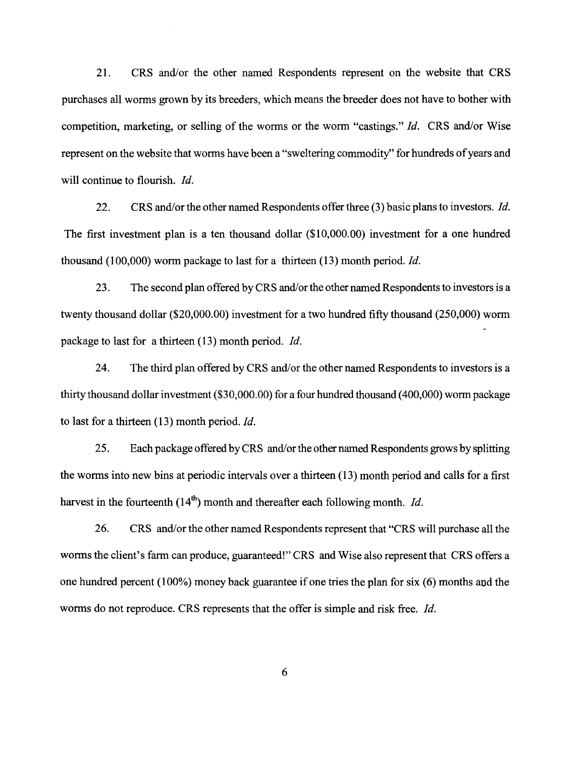21. CRS and/or the other named Respondents represent on the website that CRS purchases all worms grown by its breeders, which means the breeder does not have to bother with competition, marketing, or selling of the worms or the worm "castings." *Id.* CRS and/or Wise represent on the website that worms have been a "sweltering commodity" for hundreds of years and will continue to flourish. *Id.*

22. CRS and/or the other named Respondents offer three (3) basic plans to investors. *Id.* The first investment plan is a ten thousand dollar ($10,000.00) investment for a one hundred thousand (100,000) worm package to last for a thirteen (13) month period. *Id.*

23. The second plan offered by CRS and/or the other named Respondents to investors is a twenty thousand dollar ($20,000.00) investment for a two hundred fifty thousand (250,000) worm package to last for a thirteen (13) month period. *Id.*

24. The third plan offered by CRS and/or the other named Respondents to investors is a thirty thousand dollar investment ($30,000.00) for a four hundred thousand (400,000) worm package to last for a thirteen (13) month period. *Id.*

25. Each package offered by CRS and/or the other named Respondents grows by splitting the worms into new bins at periodic intervals over a thirteen (13) month period and calls for a first harvest in the fourteenth (14th) month and thereafter each following month. *Id.*

26. CRS and/or the other named Respondents represent that "CRS will purchase all the worms the client's farm can produce, guaranteed!" CRS and Wise also represent that CRS offers a one hundred percent (100%) money back guarantee if one tries the plan for six (6) months and the worms do not reproduce. CRS represents that the offer is simple and risk free. *Id.*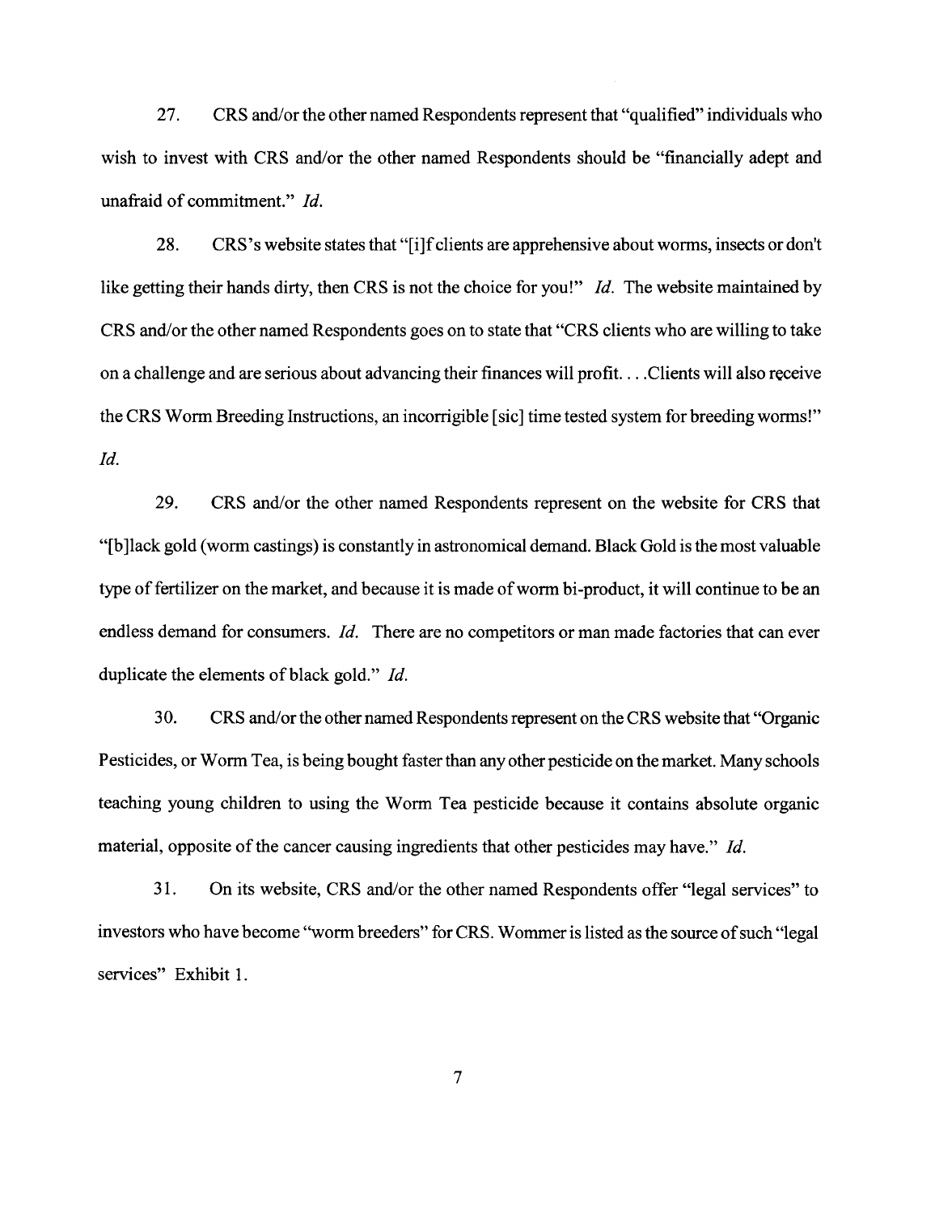27. CRS and/or the other named Respondents represent that "qualified" individuals who wish to invest with CRS and/or the other named Respondents should be "financially adept and unafraid of commitment." *Id.*

28. CRS's website states that "[i]f clients are apprehensive about worms, insects or don't like getting their hands dirty, then CRS is not the choice for you!" *Id.* The website maintained by CRS and/or the other named Respondents goes on to state that "CRS clients who are willing to take on a challenge and are serious about advancing their finances will profit. . . .Clients will also receive the CRS Worm Breeding Instructions, an incorrigible [sic] time tested system for breeding worms!" *Id.*

29. CRS and/or the other named Respondents represent on the website for CRS that "[b]lack gold (worm castings) is constantly in astronomical demand. Black Gold is the most valuable type of fertilizer on the market, and because it is made of worm bi-product, it will continue to be an endless demand for consumers. *Id.* There are no competitors or man made factories that can ever duplicate the elements of black gold." *Id.*

30. CRS and/or the other named Respondents represent on the CRS website that "Organic Pesticides, or Worm Tea, is being bought faster than any other pesticide on the market. Many schools teaching young children to using the Worm Tea pesticide because it contains absolute organic material, opposite of the cancer causing ingredients that other pesticides may have." *Id.*

31. On its website, CRS and/or the other named Respondents offer "legal services" to investors who have become "worm breeders" for CRS. Wommer is listed as the source of such "legal services" Exhibit 1.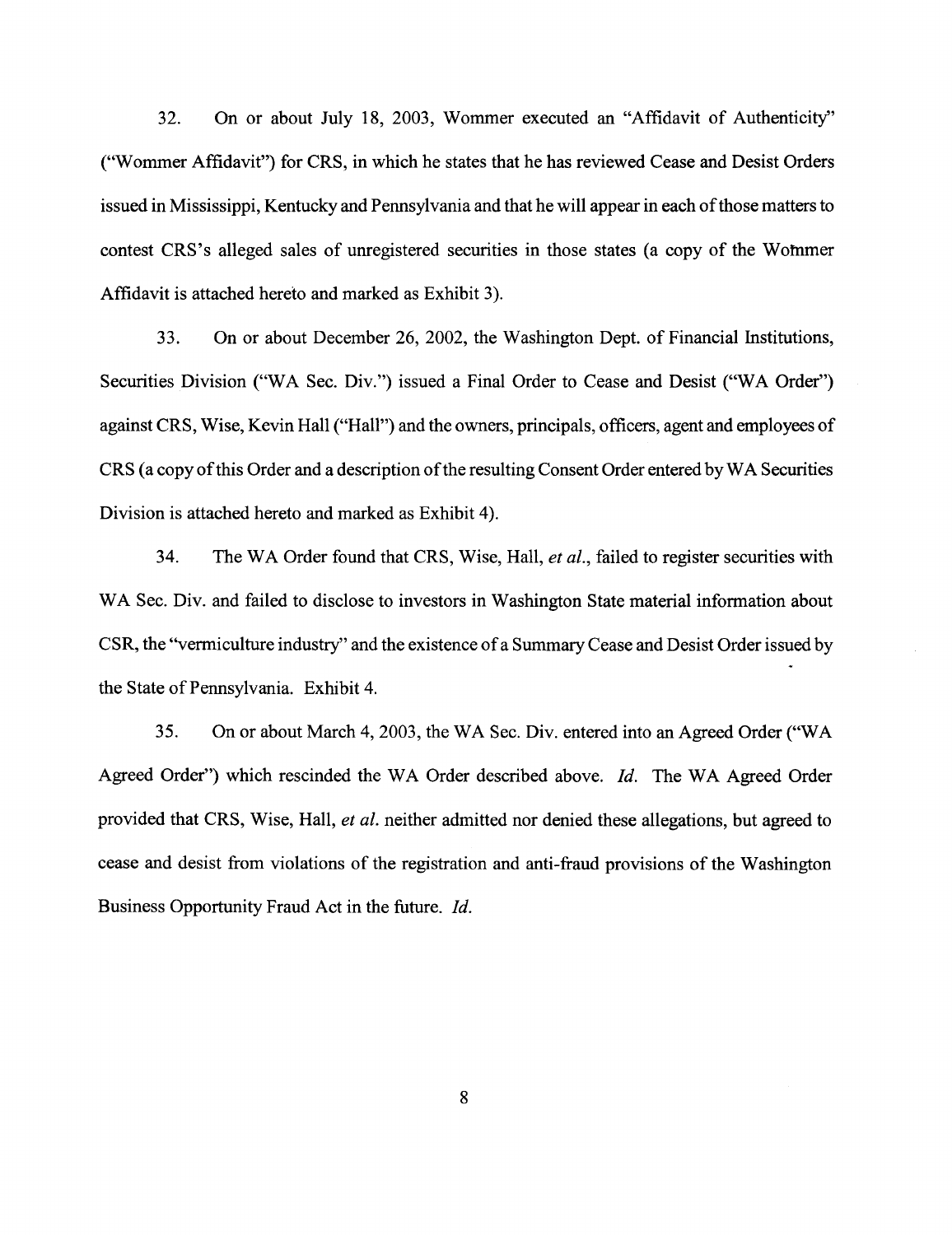32. On or about July 18, 2003, Wommer executed an "Affidavit of Authenticity" ("Wommer Affidavit") for CRS, in which he states that he has reviewed Cease and Desist Orders issued in Mississippi, Kentucky and Pennsylvania and that he will appear in each of those matters to contest CRS's alleged sales of unregistered securities in those states (a copy of the Wommer Affidavit is attached hereto and marked as Exhibit 3).

33. On or about December 26, 2002, the Washington Dept. of Financial Institutions, Securities Division ("WA Sec. Div.") issued a Final Order to Cease and Desist ("WA Order") against CRS, Wise, Kevin Hall ("Hall") and the owners, principals, officers, agent and employees of CRS (a copy of this Order and a description of the resulting Consent Order entered by WA Securities Division is attached hereto and marked as Exhibit 4).

34. The WA Order found that CRS, Wise, Hall, *et al.*, failed to register securities with WA Sec. Div. and failed to disclose to investors in Washington State material information about CSR, the "vermiculture industry" and the existence of a Summary Cease and Desist Order issued by the State of Pennsylvania. Exhibit 4.

35. On or about March 4, 2003, the WA Sec. Div. entered into an Agreed Order ("WA Agreed Order") which rescinded the WA Order described above. *Id.* The WA Agreed Order provided that CRS, Wise, Hall, *et al.* neither admitted nor denied these allegations, but agreed to cease and desist from violations of the registration and anti-fraud provisions of the Washington Business Opportunity Fraud Act in the future. *Id.*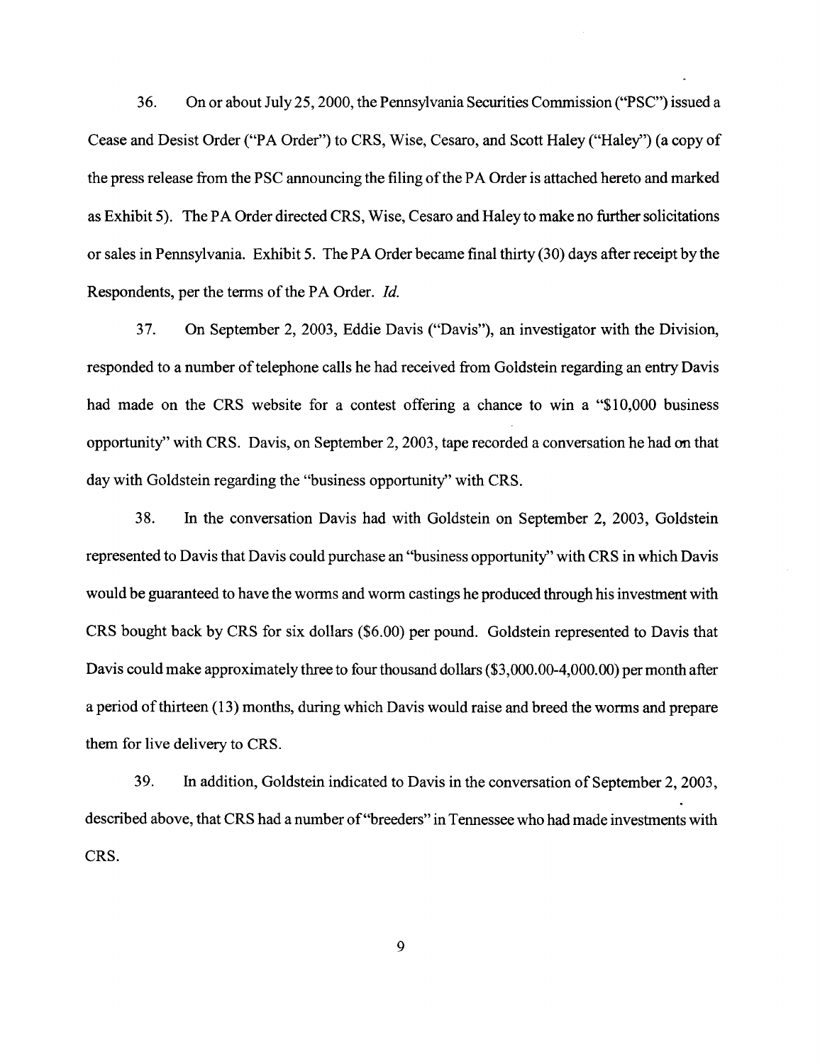36. On or about July 25, 2000, the Pennsylvania Securities Commission ("PSC") issued a Cease and Desist Order ("PA Order") to CRS, Wise, Cesaro, and Scott Haley ("Haley") (a copy of the press release from the PSC announcing the filing of the PA Order is attached hereto and marked as Exhibit 5). The PA Order directed CRS, Wise, Cesaro and Haley to make no further solicitations or sales in Pennsylvania. Exhibit 5. The PA Order became final thirty (30) days after receipt by the Respondents, per the terms of the PA Order. *Id.*

37. On September 2, 2003, Eddie Davis ("Davis"), an investigator with the Division, responded to a number of telephone calls he had received from Goldstein regarding an entry Davis had made on the CRS website for a contest offering a chance to win a "$10,000 business opportunity" with CRS. Davis, on September 2, 2003, tape recorded a conversation he had on that day with Goldstein regarding the "business opportunity" with CRS.

38. In the conversation Davis had with Goldstein on September 2, 2003, Goldstein represented to Davis that Davis could purchase an "business opportunity" with CRS in which Davis would be guaranteed to have the worms and worm castings he produced through his investment with CRS bought back by CRS for six dollars ($6.00) per pound. Goldstein represented to Davis that Davis could make approximately three to four thousand dollars ($3,000.00-4,000.00) per month after a period of thirteen (13) months, during which Davis would raise and breed the worms and prepare them for live delivery to CRS.

39. In addition, Goldstein indicated to Davis in the conversation of September 2, 2003, described above, that CRS had a number of "breeders" in Tennessee who had made investments with CRS.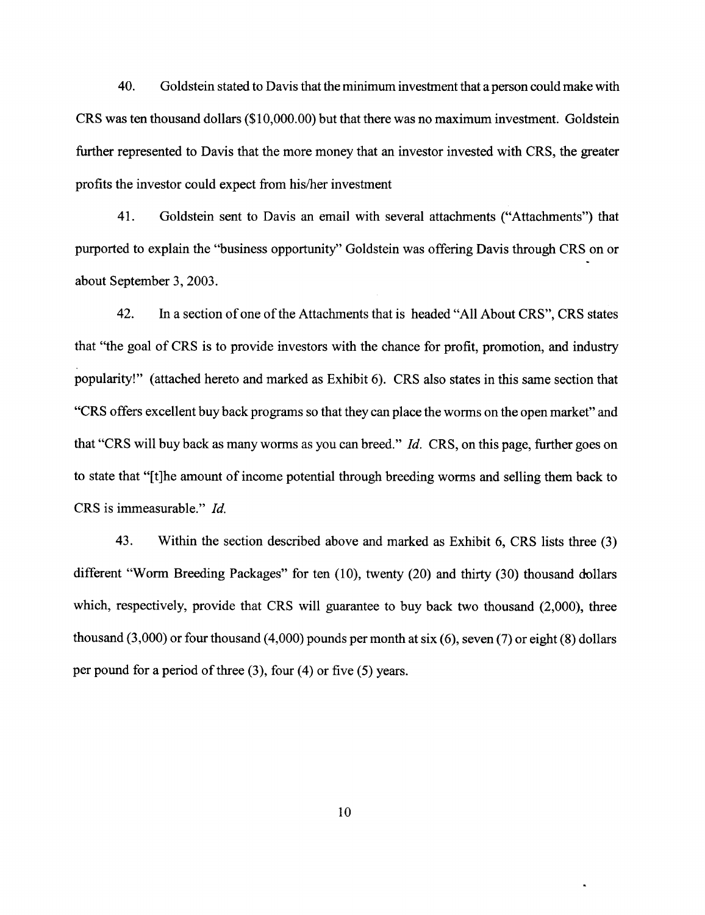40. Goldstein stated to Davis that the minimum investment that a person could make with CRS was ten thousand dollars ($10,000.00) but that there was no maximum investment. Goldstein further represented to Davis that the more money that an investor invested with CRS, the greater profits the investor could expect from his/her investment

41. Goldstein sent to Davis an email with several attachments ("Attachments") that purported to explain the "business opportunity" Goldstein was offering Davis through CRS on or about September 3, 2003.

42. In a section of one of the Attachments that is headed "All About CRS", CRS states that "the goal of CRS is to provide investors with the chance for profit, promotion, and industry popularity!" (attached hereto and marked as Exhibit 6). CRS also states in this same section that "CRS offers excellent buy back programs so that they can place the worms on the open market" and that "CRS will buy back as many worms as you can breed." *Id.* CRS, on this page, further goes on to state that "[t]he amount of income potential through breeding worms and selling them back to CRS is immeasurable." *Id.*

43. Within the section described above and marked as Exhibit 6, CRS lists three (3) different "Worm Breeding Packages" for ten (10), twenty (20) and thirty (30) thousand dollars which, respectively, provide that CRS will guarantee to buy back two thousand (2,000), three thousand (3,000) or four thousand (4,000) pounds per month at six (6), seven (7) or eight (8) dollars per pound for a period of three (3), four (4) or five (5) years.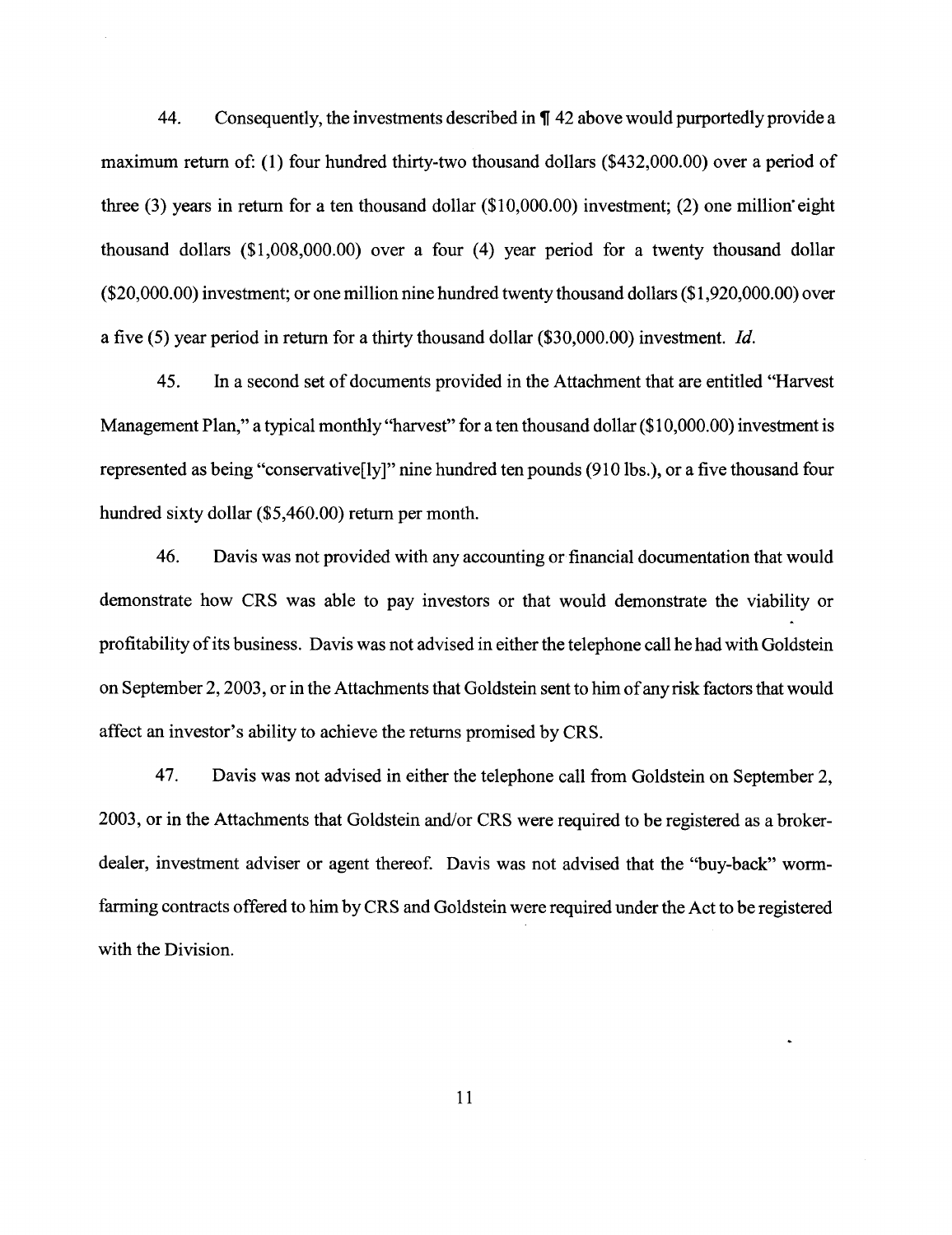44. Consequently, the investments described in ¶ 42 above would purportedly provide a maximum return of: (1) four hundred thirty-two thousand dollars ($432,000.00) over a period of three (3) years in return for a ten thousand dollar ($10,000.00) investment; (2) one million eight thousand dollars ($1,008,000.00) over a four (4) year period for a twenty thousand dollar ($20,000.00) investment; or one million nine hundred twenty thousand dollars ($1,920,000.00) over a five (5) year period in return for a thirty thousand dollar ($30,000.00) investment. *Id.*

45. In a second set of documents provided in the Attachment that are entitled "Harvest Management Plan," a typical monthly "harvest" for a ten thousand dollar ($10,000.00) investment is represented as being "conservative[ly]" nine hundred ten pounds (910 lbs.), or a five thousand four hundred sixty dollar ($5,460.00) return per month.

46. Davis was not provided with any accounting or financial documentation that would demonstrate how CRS was able to pay investors or that would demonstrate the viability or profitability of its business. Davis was not advised in either the telephone call he had with Goldstein on September 2, 2003, or in the Attachments that Goldstein sent to him of any risk factors that would affect an investor's ability to achieve the returns promised by CRS.

47. Davis was not advised in either the telephone call from Goldstein on September 2, 2003, or in the Attachments that Goldstein and/or CRS were required to be registered as a broker-dealer, investment adviser or agent thereof. Davis was not advised that the "buy-back" worm-farming contracts offered to him by CRS and Goldstein were required under the Act to be registered with the Division.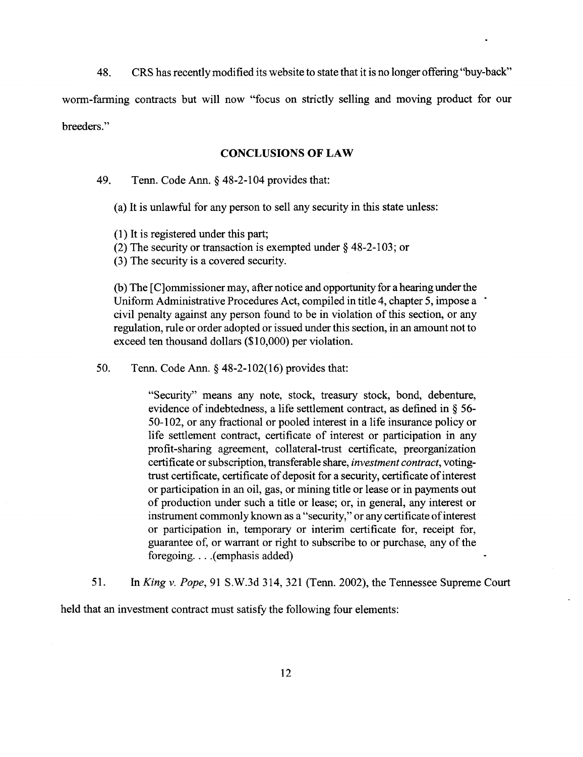48. CRS has recently modified its website to state that it is no longer offering "buy-back" worm-farming contracts but will now "focus on strictly selling and moving product for our breeders."

## CONCLUSIONS OF LAW

49. Tenn. Code Ann. § 48-2-104 provides that:

> (a) It is unlawful for any person to sell any security in this state unless:
>
> (1) It is registered under this part;
> (2) The security or transaction is exempted under § 48-2-103; or
> (3) The security is a covered security.
>
> (b) The [C]ommissioner may, after notice and opportunity for a hearing under the Uniform Administrative Procedures Act, compiled in title 4, chapter 5, impose a civil penalty against any person found to be in violation of this section, or any regulation, rule or order adopted or issued under this section, in an amount not to exceed ten thousand dollars ($10,000) per violation.

50. Tenn. Code Ann. § 48-2-102(16) provides that:

> "Security" means any note, stock, treasury stock, bond, debenture, evidence of indebtedness, a life settlement contract, as defined in § 56-50-102, or any fractional or pooled interest in a life insurance policy or life settlement contract, certificate of interest or participation in any profit-sharing agreement, collateral-trust certificate, preorganization certificate or subscription, transferable share, *investment contract*, voting-trust certificate, certificate of deposit for a security, certificate of interest or participation in an oil, gas, or mining title or lease or in payments out of production under such a title or lease; or, in general, any interest or instrument commonly known as a "security," or any certificate of interest or participation in, temporary or interim certificate for, receipt for, guarantee of, or warrant or right to subscribe to or purchase, any of the foregoing. . . .(emphasis added)

51. In *King v. Pope*, 91 S.W.3d 314, 321 (Tenn. 2002), the Tennessee Supreme Court held that an investment contract must satisfy the following four elements: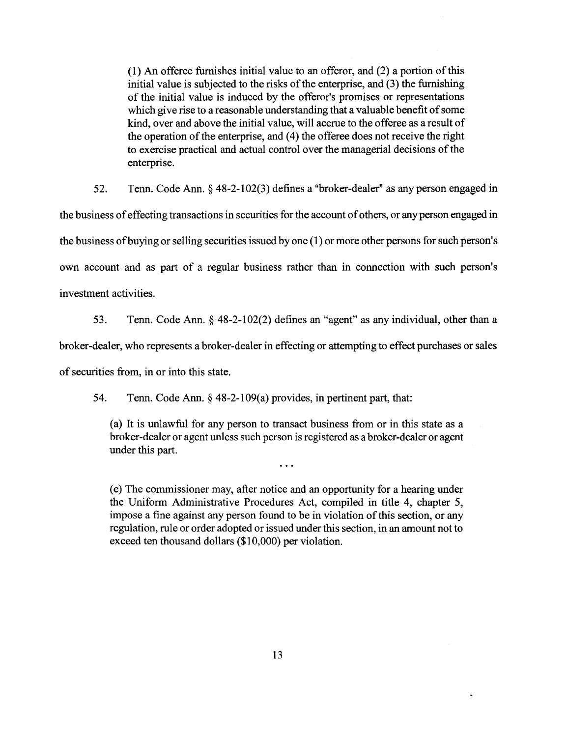> (1) An offeree furnishes initial value to an offeror, and (2) a portion of this initial value is subjected to the risks of the enterprise, and (3) the furnishing of the initial value is induced by the offeror's promises or representations which give rise to a reasonable understanding that a valuable benefit of some kind, over and above the initial value, will accrue to the offeree as a result of the operation of the enterprise, and (4) the offeree does not receive the right to exercise practical and actual control over the managerial decisions of the enterprise.

52. Tenn. Code Ann. § 48-2-102(3) defines a "broker-dealer" as any person engaged in the business of effecting transactions in securities for the account of others, or any person engaged in the business of buying or selling securities issued by one (1) or more other persons for such person's own account and as part of a regular business rather than in connection with such person's investment activities.

53. Tenn. Code Ann. § 48-2-102(2) defines an "agent" as any individual, other than a broker-dealer, who represents a broker-dealer in effecting or attempting to effect purchases or sales of securities from, in or into this state.

54. Tenn. Code Ann. § 48-2-109(a) provides, in pertinent part, that:

> (a) It is unlawful for any person to transact business from or in this state as a broker-dealer or agent unless such person is registered as a broker-dealer or agent under this part.
>
> . . .
>
> (e) The commissioner may, after notice and an opportunity for a hearing under the Uniform Administrative Procedures Act, compiled in title 4, chapter 5, impose a fine against any person found to be in violation of this section, or any regulation, rule or order adopted or issued under this section, in an amount not to exceed ten thousand dollars ($10,000) per violation.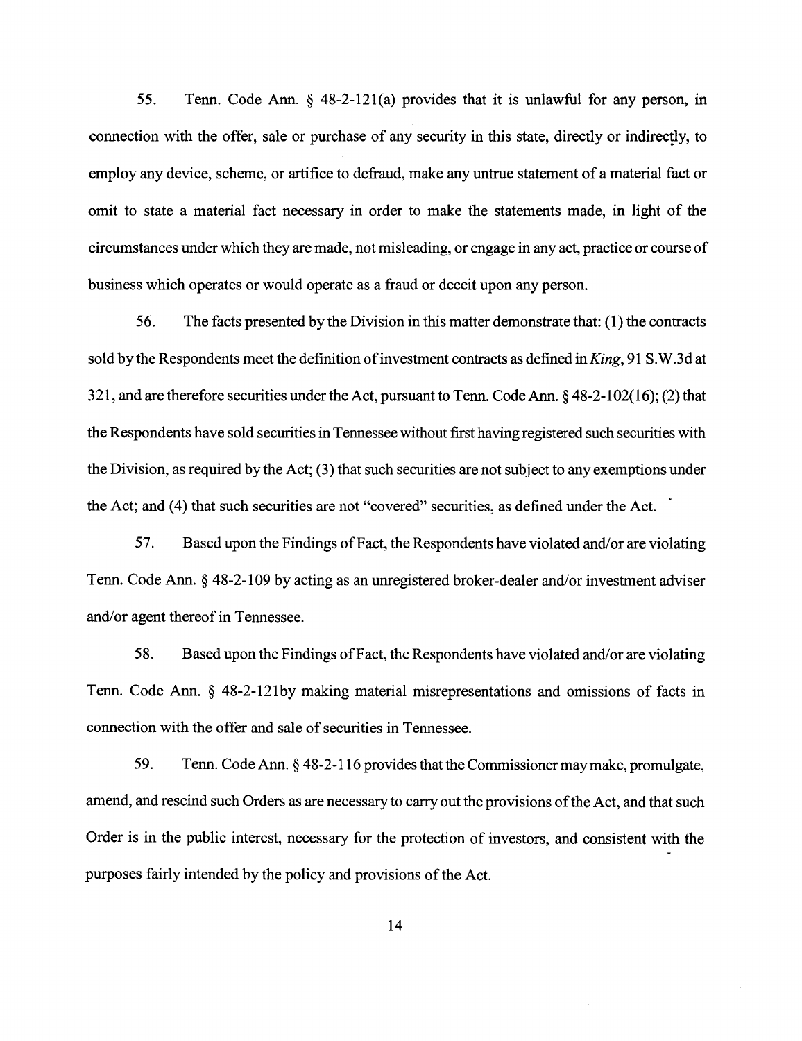55. Tenn. Code Ann. § 48-2-121(a) provides that it is unlawful for any person, in connection with the offer, sale or purchase of any security in this state, directly or indirectly, to employ any device, scheme, or artifice to defraud, make any untrue statement of a material fact or omit to state a material fact necessary in order to make the statements made, in light of the circumstances under which they are made, not misleading, or engage in any act, practice or course of business which operates or would operate as a fraud or deceit upon any person.

56. The facts presented by the Division in this matter demonstrate that: (1) the contracts sold by the Respondents meet the definition of investment contracts as defined in *King*, 91 S.W.3d at 321, and are therefore securities under the Act, pursuant to Tenn. Code Ann. § 48-2-102(16); (2) that the Respondents have sold securities in Tennessee without first having registered such securities with the Division, as required by the Act; (3) that such securities are not subject to any exemptions under the Act; and (4) that such securities are not "covered" securities, as defined under the Act.

57. Based upon the Findings of Fact, the Respondents have violated and/or are violating Tenn. Code Ann. § 48-2-109 by acting as an unregistered broker-dealer and/or investment adviser and/or agent thereof in Tennessee.

58. Based upon the Findings of Fact, the Respondents have violated and/or are violating Tenn. Code Ann. § 48-2-121by making material misrepresentations and omissions of facts in connection with the offer and sale of securities in Tennessee.

59. Tenn. Code Ann. § 48-2-116 provides that the Commissioner may make, promulgate, amend, and rescind such Orders as are necessary to carry out the provisions of the Act, and that such Order is in the public interest, necessary for the protection of investors, and consistent with the purposes fairly intended by the policy and provisions of the Act.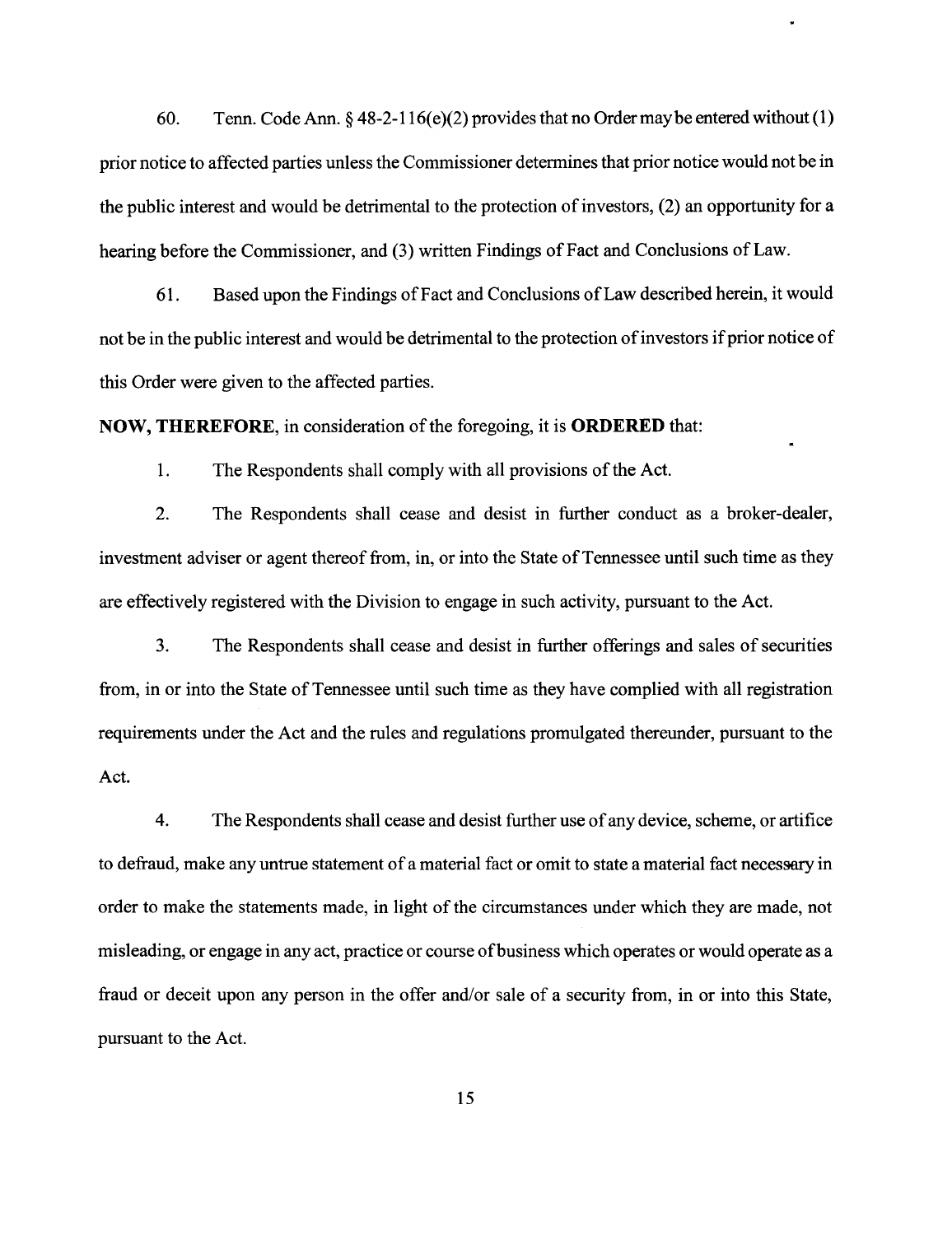60. Tenn. Code Ann. § 48-2-116(e)(2) provides that no Order may be entered without (1) prior notice to affected parties unless the Commissioner determines that prior notice would not be in the public interest and would be detrimental to the protection of investors, (2) an opportunity for a hearing before the Commissioner, and (3) written Findings of Fact and Conclusions of Law.

61. Based upon the Findings of Fact and Conclusions of Law described herein, it would not be in the public interest and would be detrimental to the protection of investors if prior notice of this Order were given to the affected parties.

**NOW, THEREFORE**, in consideration of the foregoing, it is **ORDERED** that:

1. The Respondents shall comply with all provisions of the Act.

2. The Respondents shall cease and desist in further conduct as a broker-dealer, investment adviser or agent thereof from, in, or into the State of Tennessee until such time as they are effectively registered with the Division to engage in such activity, pursuant to the Act.

3. The Respondents shall cease and desist in further offerings and sales of securities from, in or into the State of Tennessee until such time as they have complied with all registration requirements under the Act and the rules and regulations promulgated thereunder, pursuant to the Act.

4. The Respondents shall cease and desist further use of any device, scheme, or artifice to defraud, make any untrue statement of a material fact or omit to state a material fact necessary in order to make the statements made, in light of the circumstances under which they are made, not misleading, or engage in any act, practice or course of business which operates or would operate as a fraud or deceit upon any person in the offer and/or sale of a security from, in or into this State, pursuant to the Act.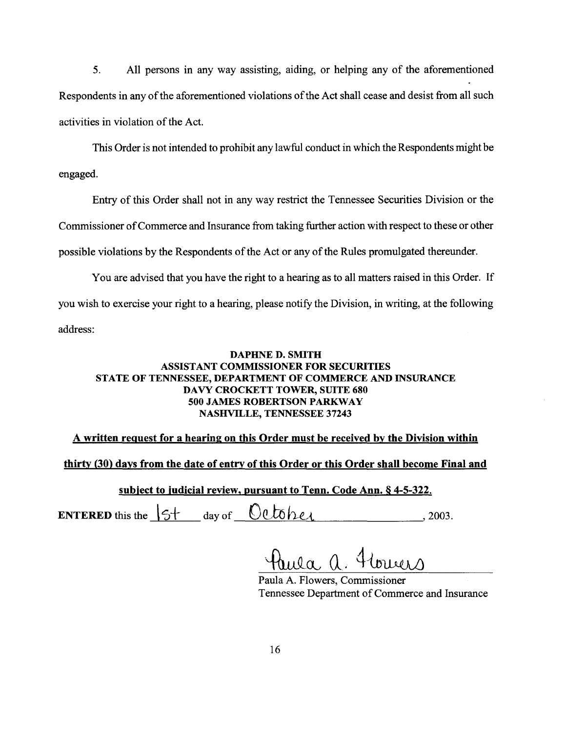5. All persons in any way assisting, aiding, or helping any of the aforementioned Respondents in any of the aforementioned violations of the Act shall cease and desist from all such activities in violation of the Act.

This Order is not intended to prohibit any lawful conduct in which the Respondents might be engaged.

Entry of this Order shall not in any way restrict the Tennessee Securities Division or the Commissioner of Commerce and Insurance from taking further action with respect to these or other possible violations by the Respondents of the Act or any of the Rules promulgated thereunder.

You are advised that you have the right to a hearing as to all matters raised in this Order. If you wish to exercise your right to a hearing, please notify the Division, in writing, at the following address:

**DAPHNE D. SMITH**
**ASSISTANT COMMISSIONER FOR SECURITIES**
**STATE OF TENNESSEE, DEPARTMENT OF COMMERCE AND INSURANCE**
**DAVY CROCKETT TOWER, SUITE 680**
**500 JAMES ROBERTSON PARKWAY**
**NASHVILLE, TENNESSEE 37243**

**A written request for a hearing on this Order must be received by the Division within thirty (30) days from the date of entry of this Order or this Order shall become Final and subject to judicial review, pursuant to Tenn. Code Ann. § 4-5-322.**

**ENTERED** this the 1st day of October, 2003.

Paula A. Flowers

Paula A. Flowers, Commissioner
Tennessee Department of Commerce and Insurance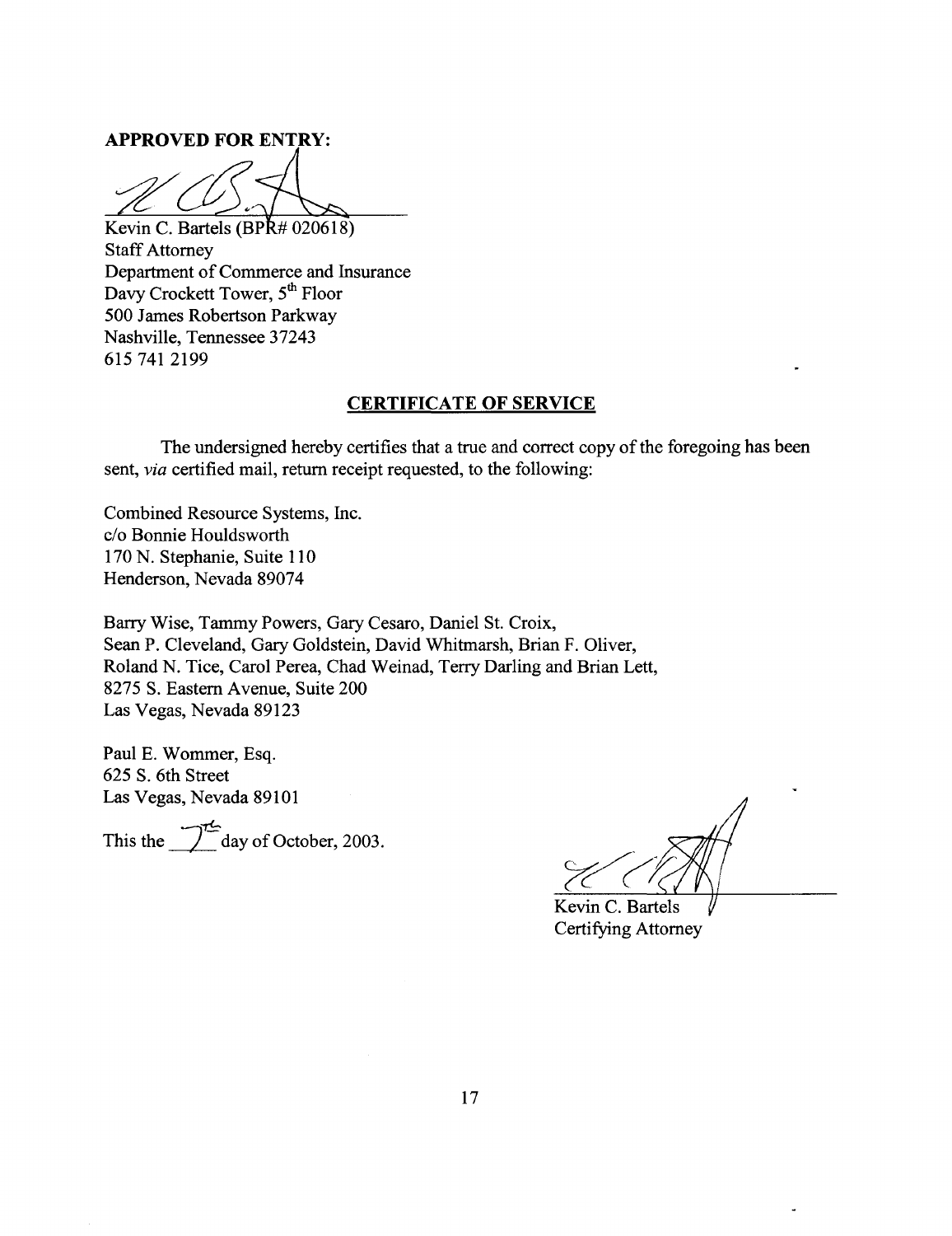**APPROVED FOR ENTRY:**

Kevin C. Bartels (BPR# 020618)
Staff Attorney
Department of Commerce and Insurance
Davy Crockett Tower, 5th Floor
500 James Robertson Parkway
Nashville, Tennessee 37243
615 741 2199

**CERTIFICATE OF SERVICE**

The undersigned hereby certifies that a true and correct copy of the foregoing has been sent, *via* certified mail, return receipt requested, to the following:

Combined Resource Systems, Inc.
c/o Bonnie Houldsworth
170 N. Stephanie, Suite 110
Henderson, Nevada 89074

Barry Wise, Tammy Powers, Gary Cesaro, Daniel St. Croix,
Sean P. Cleveland, Gary Goldstein, David Whitmarsh, Brian F. Oliver,
Roland N. Tice, Carol Perea, Chad Weinad, Terry Darling and Brian Lett,
8275 S. Eastern Avenue, Suite 200
Las Vegas, Nevada 89123

Paul E. Wommer, Esq.
625 S. 6th Street
Las Vegas, Nevada 89101

This the 7th day of October, 2003.

Kevin C. Bartels
Certifying Attorney